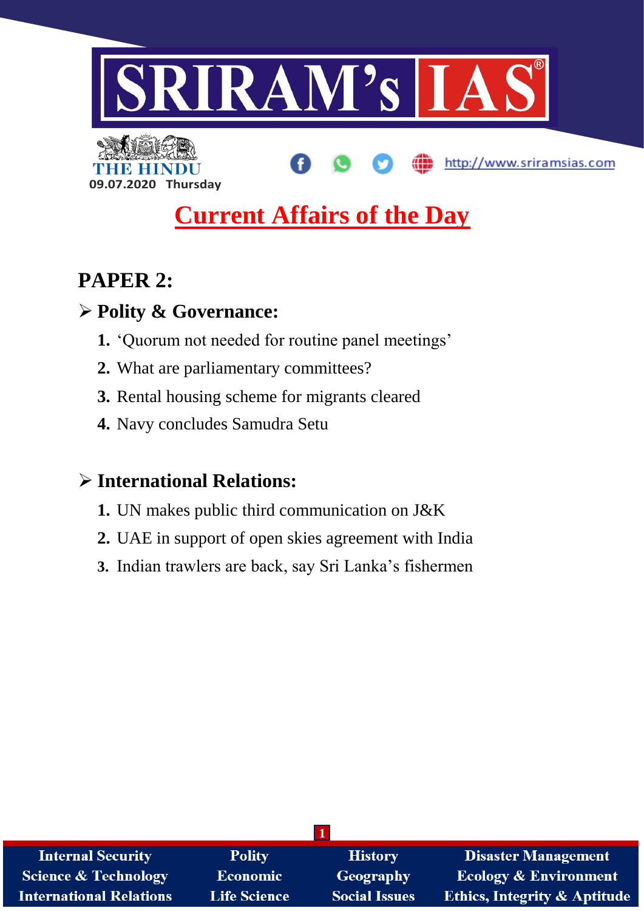SRIRAM's IAS

THE HINDU

09.07.2020 Thursday

http://www.sriramsias.com

# Current Affairs of the Day

## PAPER 2:

### ➢ Polity & Governance:

1. 'Quorum not needed for routine panel meetings'
2. What are parliamentary committees?
3. Rental housing scheme for migrants cleared
4. Navy concludes Samudra Setu

### ➢ International Relations:

1. UN makes public third communication on J&K
2. UAE in support of open skies agreement with India
3. Indian trawlers are back, say Sri Lanka's fishermen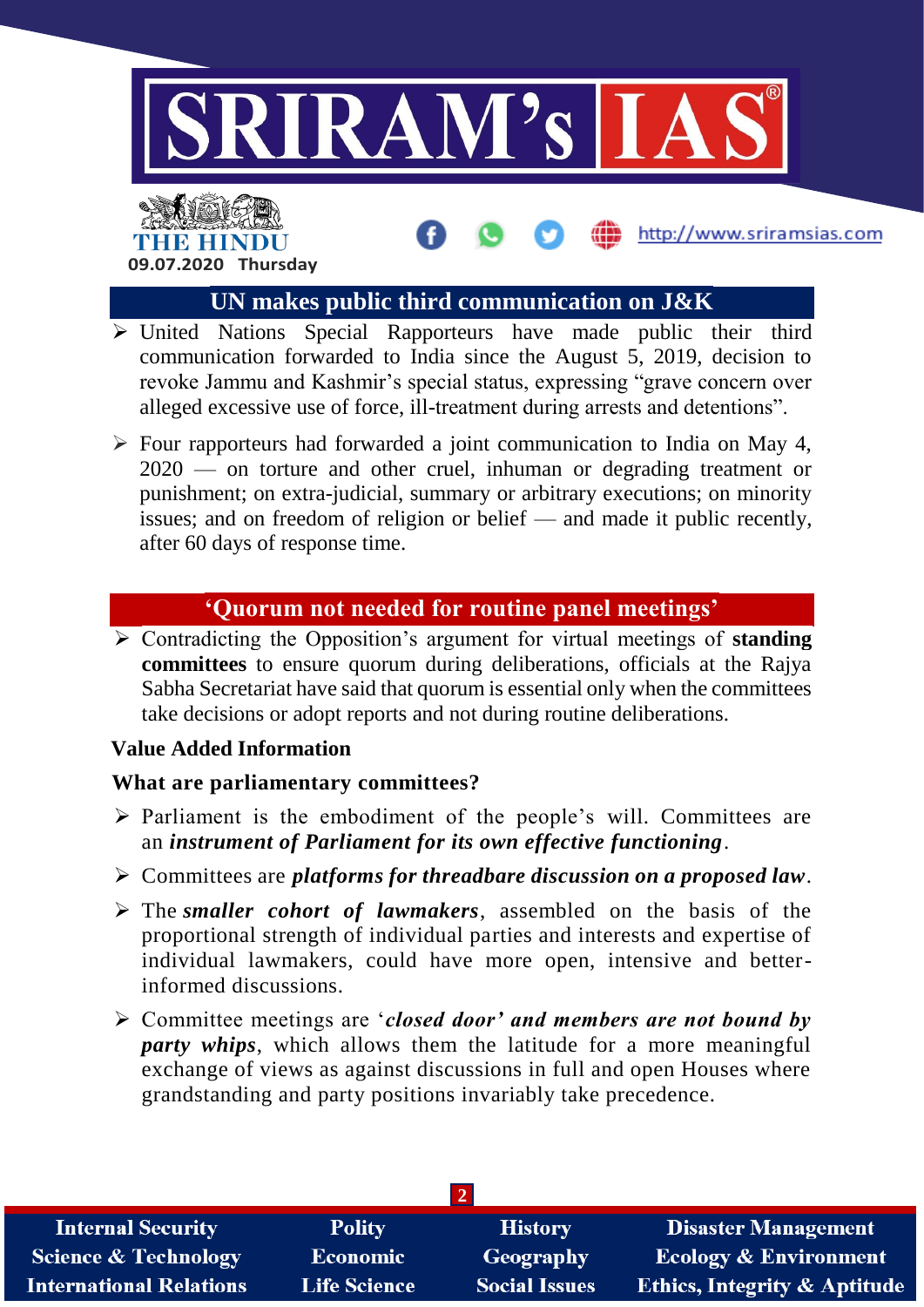## UN makes public third communication on J&K

- United Nations Special Rapporteurs have made public their third communication forwarded to India since the August 5, 2019, decision to revoke Jammu and Kashmir's special status, expressing "grave concern over alleged excessive use of force, ill-treatment during arrests and detentions".
- Four rapporteurs had forwarded a joint communication to India on May 4, 2020 — on torture and other cruel, inhuman or degrading treatment or punishment; on extra-judicial, summary or arbitrary executions; on minority issues; and on freedom of religion or belief — and made it public recently, after 60 days of response time.

## 'Quorum not needed for routine panel meetings'

- Contradicting the Opposition's argument for virtual meetings of **standing committees** to ensure quorum during deliberations, officials at the Rajya Sabha Secretariat have said that quorum is essential only when the committees take decisions or adopt reports and not during routine deliberations.

**Value Added Information**

**What are parliamentary committees?**

- Parliament is the embodiment of the people's will. Committees are an ***instrument of Parliament for its own effective functioning***.
- Committees are ***platforms for threadbare discussion on a proposed law***.
- The ***smaller cohort of lawmakers***, assembled on the basis of the proportional strength of individual parties and interests and expertise of individual lawmakers, could have more open, intensive and better-informed discussions.
- Committee meetings are '***closed door' and members are not bound by party whips***, which allows them the latitude for a more meaningful exchange of views as against discussions in full and open Houses where grandstanding and party positions invariably take precedence.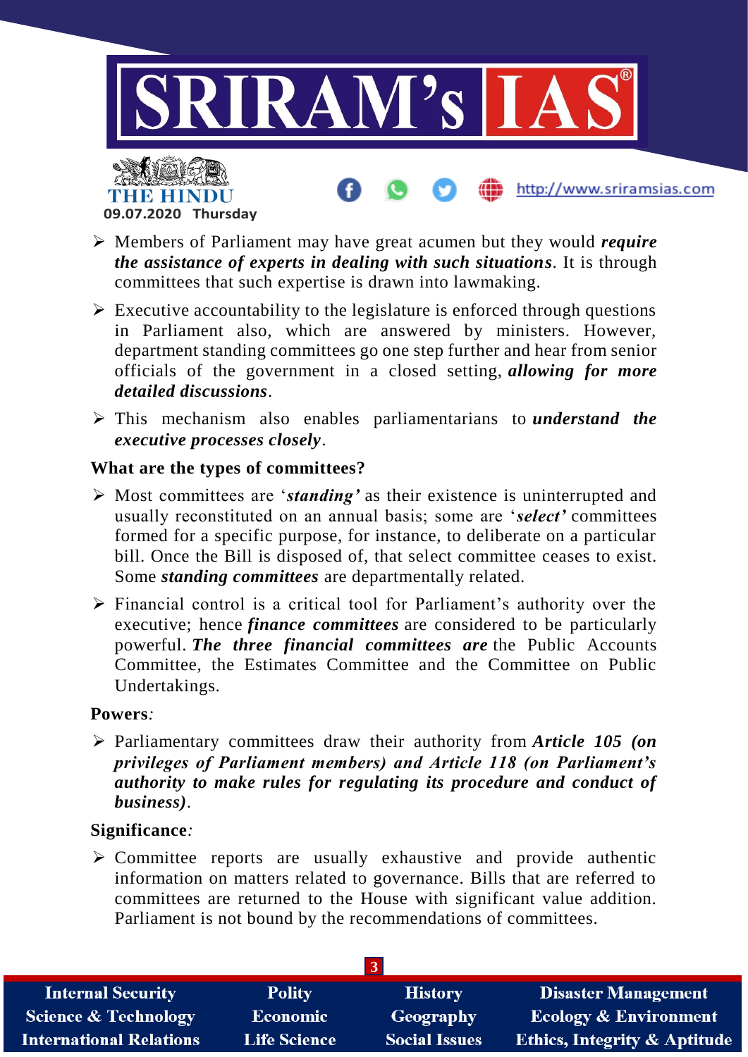- Members of Parliament may have great acumen but they would ***require the assistance of experts in dealing with such situations***. It is through committees that such expertise is drawn into lawmaking.
- Executive accountability to the legislature is enforced through questions in Parliament also, which are answered by ministers. However, department standing committees go one step further and hear from senior officials of the government in a closed setting, ***allowing for more detailed discussions***.
- This mechanism also enables parliamentarians to ***understand the executive processes closely***.

**What are the types of committees?**

- Most committees are '***standing'*** as their existence is uninterrupted and usually reconstituted on an annual basis; some are '***select'*** committees formed for a specific purpose, for instance, to deliberate on a particular bill. Once the Bill is disposed of, that select committee ceases to exist. Some ***standing committees*** are departmentally related.
- Financial control is a critical tool for Parliament's authority over the executive; hence ***finance committees*** are considered to be particularly powerful. ***The three financial committees are*** the Public Accounts Committee, the Estimates Committee and the Committee on Public Undertakings.

**Powers***:*

- Parliamentary committees draw their authority from ***Article 105 (on privileges of Parliament members) and Article 118 (on Parliament's authority to make rules for regulating its procedure and conduct of business)***.

**Significance***:*

- Committee reports are usually exhaustive and provide authentic information on matters related to governance. Bills that are referred to committees are returned to the House with significant value addition. Parliament is not bound by the recommendations of committees.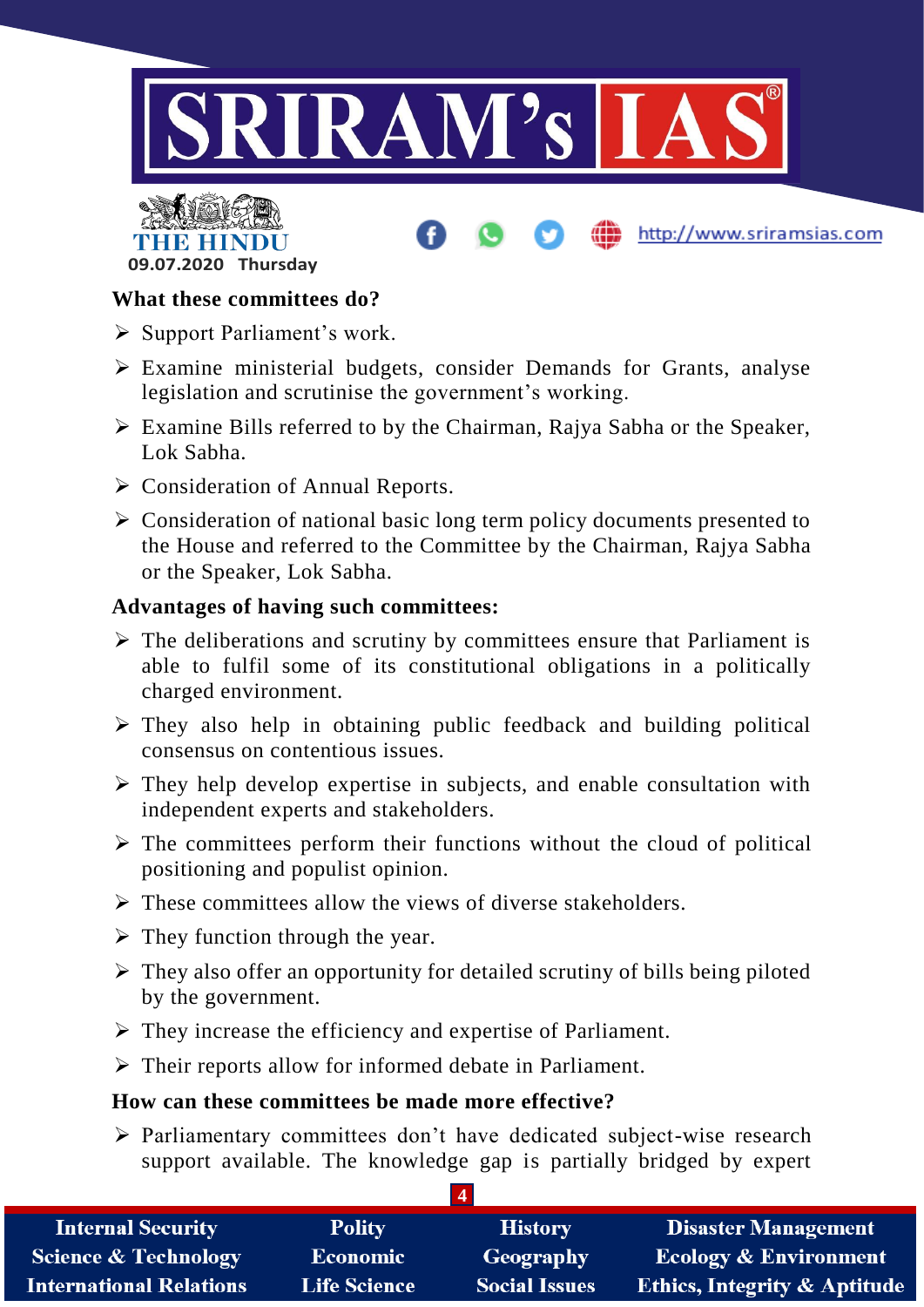**What these committees do?**

- Support Parliament's work.
- Examine ministerial budgets, consider Demands for Grants, analyse legislation and scrutinise the government's working.
- Examine Bills referred to by the Chairman, Rajya Sabha or the Speaker, Lok Sabha.
- Consideration of Annual Reports.
- Consideration of national basic long term policy documents presented to the House and referred to the Committee by the Chairman, Rajya Sabha or the Speaker, Lok Sabha.

**Advantages of having such committees:**

- The deliberations and scrutiny by committees ensure that Parliament is able to fulfil some of its constitutional obligations in a politically charged environment.
- They also help in obtaining public feedback and building political consensus on contentious issues.
- They help develop expertise in subjects, and enable consultation with independent experts and stakeholders.
- The committees perform their functions without the cloud of political positioning and populist opinion.
- These committees allow the views of diverse stakeholders.
- They function through the year.
- They also offer an opportunity for detailed scrutiny of bills being piloted by the government.
- They increase the efficiency and expertise of Parliament.
- Their reports allow for informed debate in Parliament.

**How can these committees be made more effective?**

- Parliamentary committees don't have dedicated subject-wise research support available. The knowledge gap is partially bridged by expert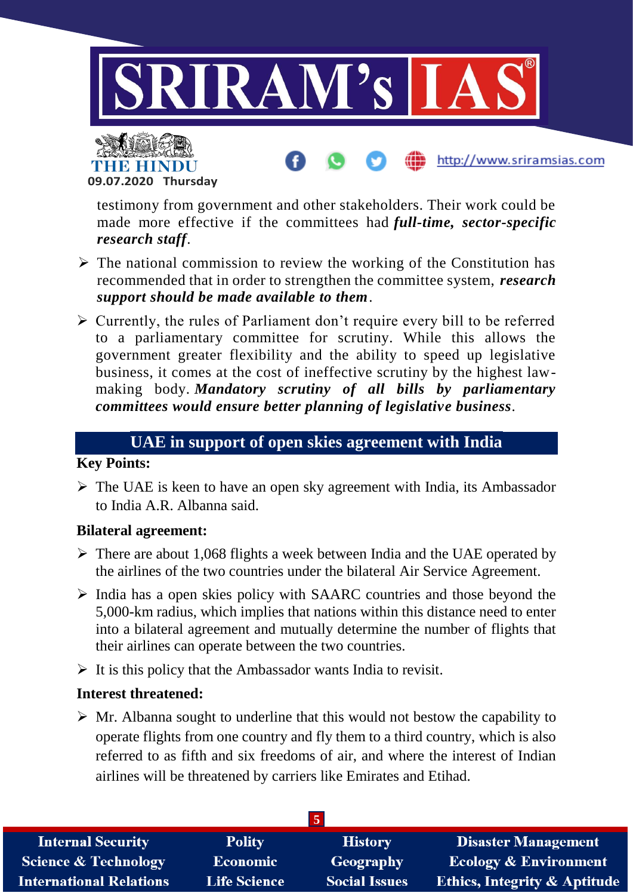testimony from government and other stakeholders. Their work could be made more effective if the committees had ***full-time, sector-specific research staff***.

- The national commission to review the working of the Constitution has recommended that in order to strengthen the committee system, ***research support should be made available to them***.
- Currently, the rules of Parliament don't require every bill to be referred to a parliamentary committee for scrutiny. While this allows the government greater flexibility and the ability to speed up legislative business, it comes at the cost of ineffective scrutiny by the highest law-making body. ***Mandatory scrutiny of all bills by parliamentary committees would ensure better planning of legislative business***.

## UAE in support of open skies agreement with India

**Key Points:**

- The UAE is keen to have an open sky agreement with India, its Ambassador to India A.R. Albanna said.

**Bilateral agreement:**

- There are about 1,068 flights a week between India and the UAE operated by the airlines of the two countries under the bilateral Air Service Agreement.
- India has a open skies policy with SAARC countries and those beyond the 5,000-km radius, which implies that nations within this distance need to enter into a bilateral agreement and mutually determine the number of flights that their airlines can operate between the two countries.
- It is this policy that the Ambassador wants India to revisit.

**Interest threatened:**

- Mr. Albanna sought to underline that this would not bestow the capability to operate flights from one country and fly them to a third country, which is also referred to as fifth and six freedoms of air, and where the interest of Indian airlines will be threatened by carriers like Emirates and Etihad.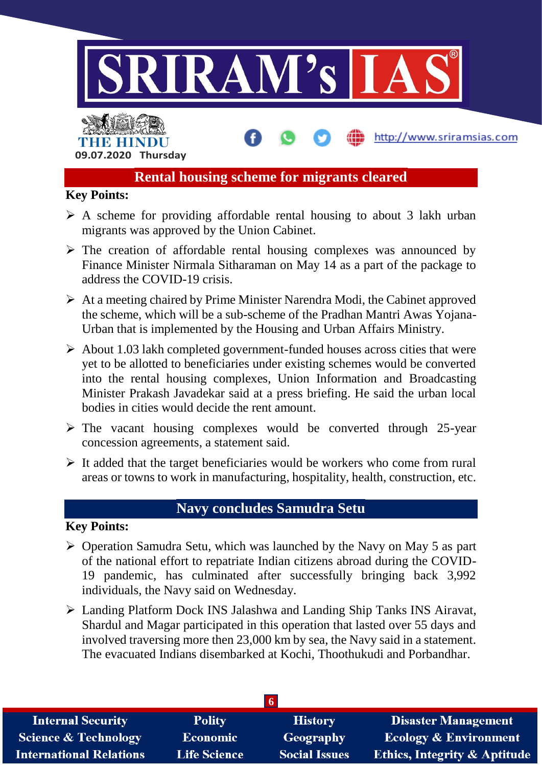## Rental housing scheme for migrants cleared

**Key Points:**

- A scheme for providing affordable rental housing to about 3 lakh urban migrants was approved by the Union Cabinet.
- The creation of affordable rental housing complexes was announced by Finance Minister Nirmala Sitharaman on May 14 as a part of the package to address the COVID-19 crisis.
- At a meeting chaired by Prime Minister Narendra Modi, the Cabinet approved the scheme, which will be a sub-scheme of the Pradhan Mantri Awas Yojana-Urban that is implemented by the Housing and Urban Affairs Ministry.
- About 1.03 lakh completed government-funded houses across cities that were yet to be allotted to beneficiaries under existing schemes would be converted into the rental housing complexes, Union Information and Broadcasting Minister Prakash Javadekar said at a press briefing. He said the urban local bodies in cities would decide the rent amount.
- The vacant housing complexes would be converted through 25-year concession agreements, a statement said.
- It added that the target beneficiaries would be workers who come from rural areas or towns to work in manufacturing, hospitality, health, construction, etc.

## Navy concludes Samudra Setu

**Key Points:**

- Operation Samudra Setu, which was launched by the Navy on May 5 as part of the national effort to repatriate Indian citizens abroad during the COVID-19 pandemic, has culminated after successfully bringing back 3,992 individuals, the Navy said on Wednesday.
- Landing Platform Dock INS Jalashwa and Landing Ship Tanks INS Airavat, Shardul and Magar participated in this operation that lasted over 55 days and involved traversing more then 23,000 km by sea, the Navy said in a statement. The evacuated Indians disembarked at Kochi, Thoothukudi and Porbandhar.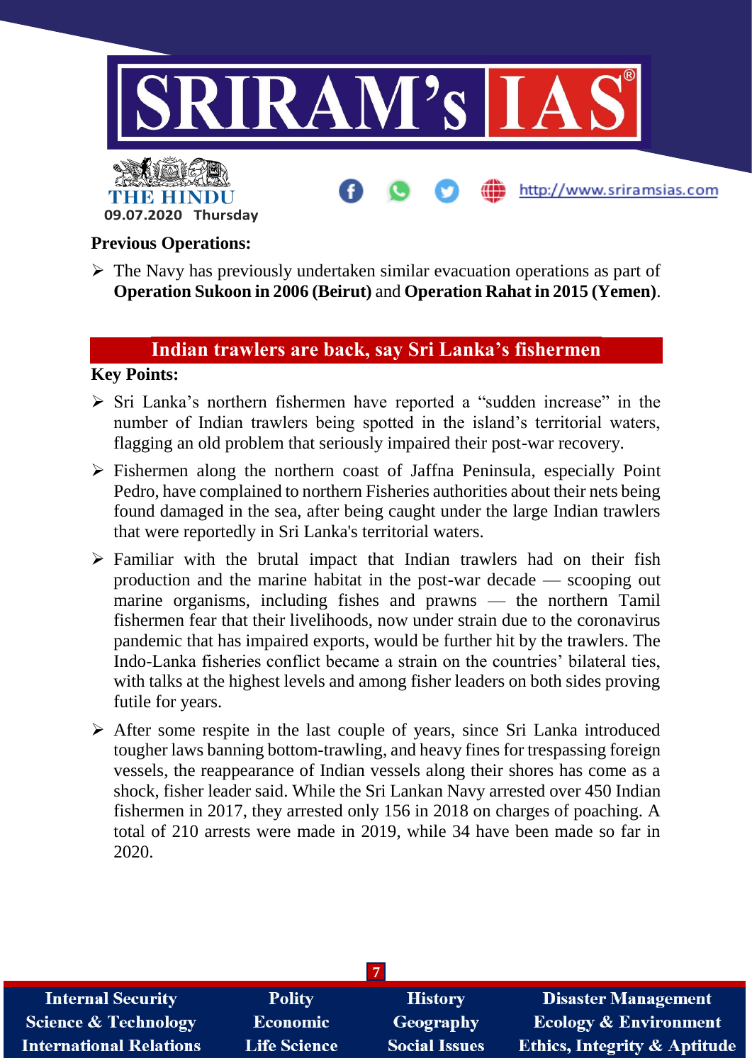**Previous Operations:**

- The Navy has previously undertaken similar evacuation operations as part of **Operation Sukoon in 2006 (Beirut)** and **Operation Rahat in 2015 (Yemen)**.

## Indian trawlers are back, say Sri Lanka's fishermen

**Key Points:**

- Sri Lanka's northern fishermen have reported a "sudden increase" in the number of Indian trawlers being spotted in the island's territorial waters, flagging an old problem that seriously impaired their post-war recovery.
- Fishermen along the northern coast of Jaffna Peninsula, especially Point Pedro, have complained to northern Fisheries authorities about their nets being found damaged in the sea, after being caught under the large Indian trawlers that were reportedly in Sri Lanka's territorial waters.
- Familiar with the brutal impact that Indian trawlers had on their fish production and the marine habitat in the post-war decade — scooping out marine organisms, including fishes and prawns — the northern Tamil fishermen fear that their livelihoods, now under strain due to the coronavirus pandemic that has impaired exports, would be further hit by the trawlers. The Indo-Lanka fisheries conflict became a strain on the countries' bilateral ties, with talks at the highest levels and among fisher leaders on both sides proving futile for years.
- After some respite in the last couple of years, since Sri Lanka introduced tougher laws banning bottom-trawling, and heavy fines for trespassing foreign vessels, the reappearance of Indian vessels along their shores has come as a shock, fisher leader said. While the Sri Lankan Navy arrested over 450 Indian fishermen in 2017, they arrested only 156 in 2018 on charges of poaching. A total of 210 arrests were made in 2019, while 34 have been made so far in 2020.